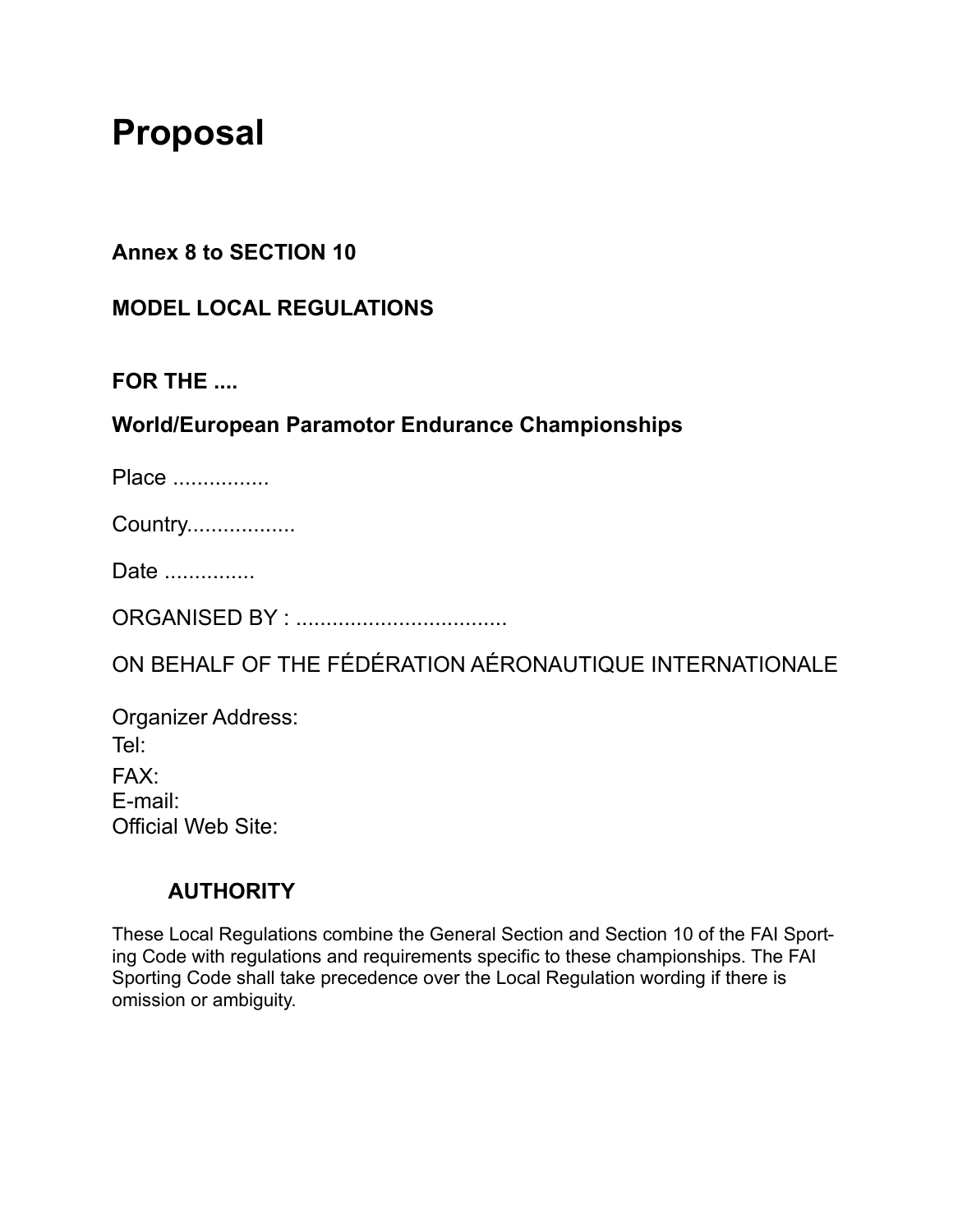# Proposal

**Annex 8 to SECTION 10**

**MODEL LOCAL REGULATIONS**

**FOR THE ....**

**World/European Paramotor Endurance Championships**

Place ................

Country..................

Date ...............

ORGANISED BY : ..................................

ON BEHALF OF THE FÉDÉRATION AÉRONAUTIQUE INTERNATIONALE

Organizer Address:
Tel:
FAX:
E-mail:
Official Web Site:

## AUTHORITY

These Local Regulations combine the General Section and Section 10 of the FAI Sporting Code with regulations and requirements specific to these championships. The FAI Sporting Code shall take precedence over the Local Regulation wording if there is omission or ambiguity.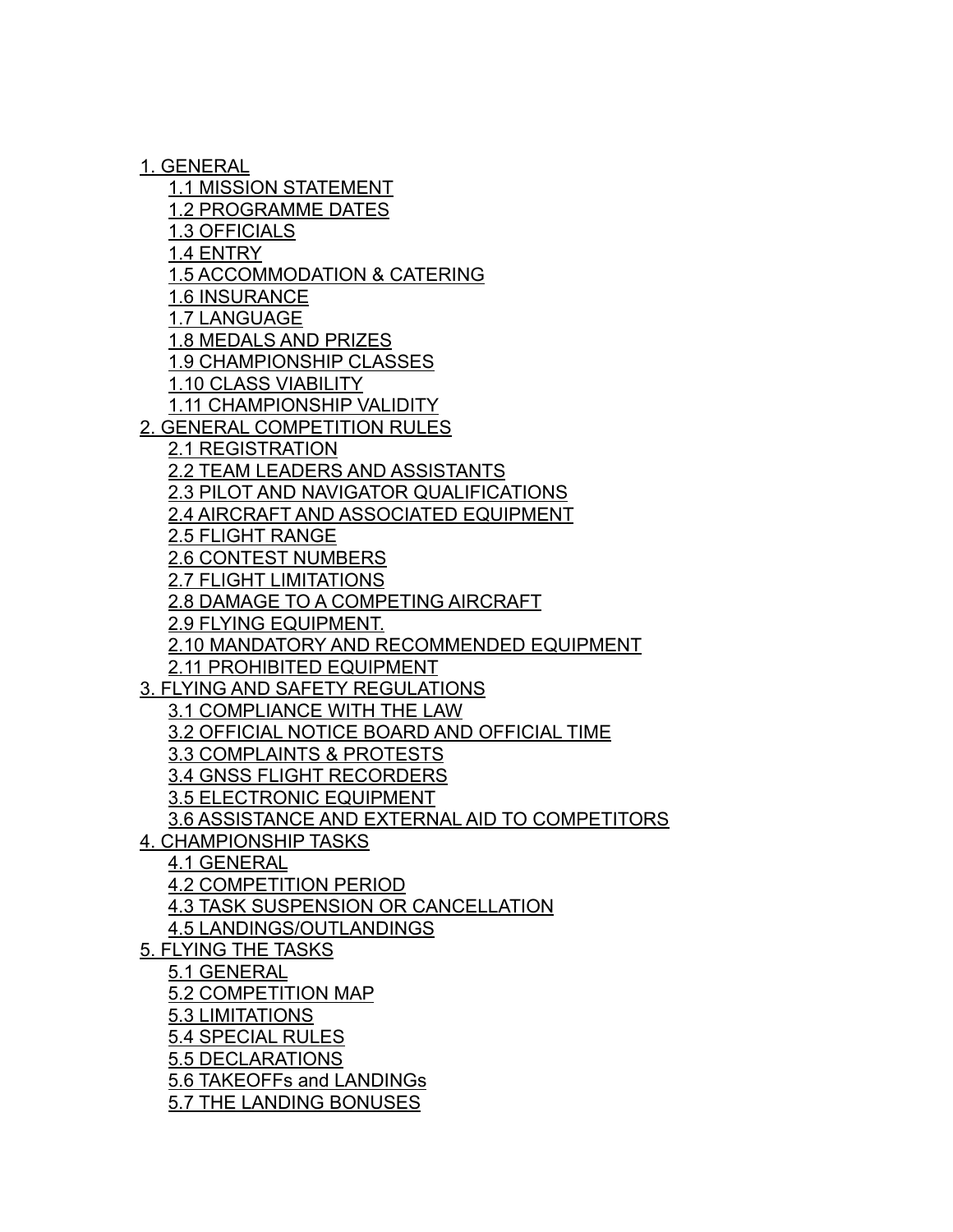- 1. GENERAL
    - 1.1 MISSION STATEMENT
    - 1.2 PROGRAMME DATES
    - 1.3 OFFICIALS
    - 1.4 ENTRY
    - 1.5 ACCOMMODATION & CATERING
    - 1.6 INSURANCE
    - 1.7 LANGUAGE
    - 1.8 MEDALS AND PRIZES
    - 1.9 CHAMPIONSHIP CLASSES
    - 1.10 CLASS VIABILITY
    - 1.11 CHAMPIONSHIP VALIDITY
- 2. GENERAL COMPETITION RULES
    - 2.1 REGISTRATION
    - 2.2 TEAM LEADERS AND ASSISTANTS
    - 2.3 PILOT AND NAVIGATOR QUALIFICATIONS
    - 2.4 AIRCRAFT AND ASSOCIATED EQUIPMENT
    - 2.5 FLIGHT RANGE
    - 2.6 CONTEST NUMBERS
    - 2.7 FLIGHT LIMITATIONS
    - 2.8 DAMAGE TO A COMPETING AIRCRAFT
    - 2.9 FLYING EQUIPMENT.
    - 2.10 MANDATORY AND RECOMMENDED EQUIPMENT
    - 2.11 PROHIBITED EQUIPMENT
- 3. FLYING AND SAFETY REGULATIONS
    - 3.1 COMPLIANCE WITH THE LAW
    - 3.2 OFFICIAL NOTICE BOARD AND OFFICIAL TIME
    - 3.3 COMPLAINTS & PROTESTS
    - 3.4 GNSS FLIGHT RECORDERS
    - 3.5 ELECTRONIC EQUIPMENT
    - 3.6 ASSISTANCE AND EXTERNAL AID TO COMPETITORS
- 4. CHAMPIONSHIP TASKS
    - 4.1 GENERAL
    - 4.2 COMPETITION PERIOD
    - 4.3 TASK SUSPENSION OR CANCELLATION
    - 4.5 LANDINGS/OUTLANDINGS
- 5. FLYING THE TASKS
    - 5.1 GENERAL
    - 5.2 COMPETITION MAP
    - 5.3 LIMITATIONS
    - 5.4 SPECIAL RULES
    - 5.5 DECLARATIONS
    - 5.6 TAKEOFFs and LANDINGs
    - 5.7 THE LANDING BONUSES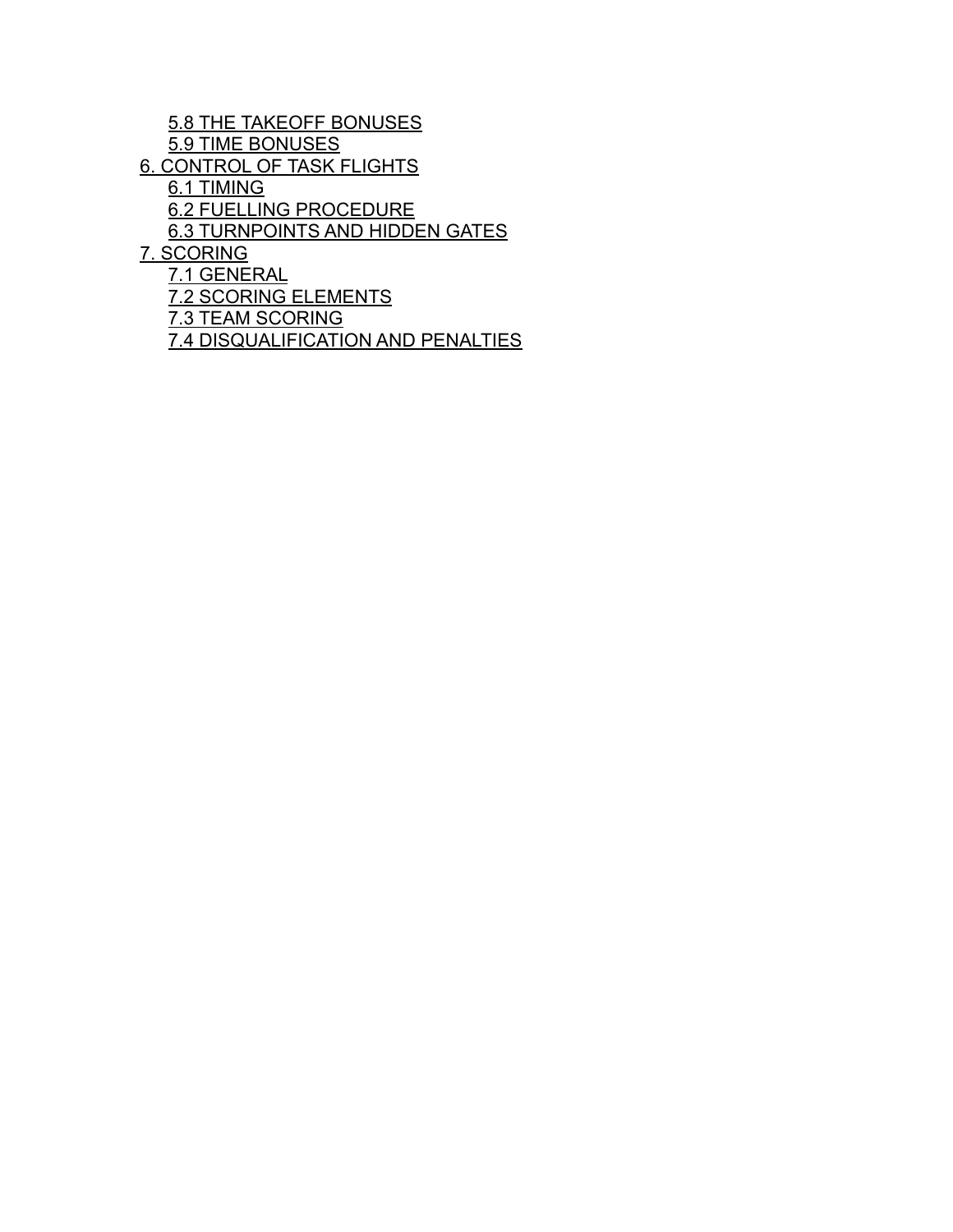- 5.8 THE TAKEOFF BONUSES
- 5.9 TIME BONUSES

6. CONTROL OF TASK FLIGHTS

- 6.1 TIMING
- 6.2 FUELLING PROCEDURE
- 6.3 TURNPOINTS AND HIDDEN GATES

7. SCORING

- 7.1 GENERAL
- 7.2 SCORING ELEMENTS
- 7.3 TEAM SCORING
- 7.4 DISQUALIFICATION AND PENALTIES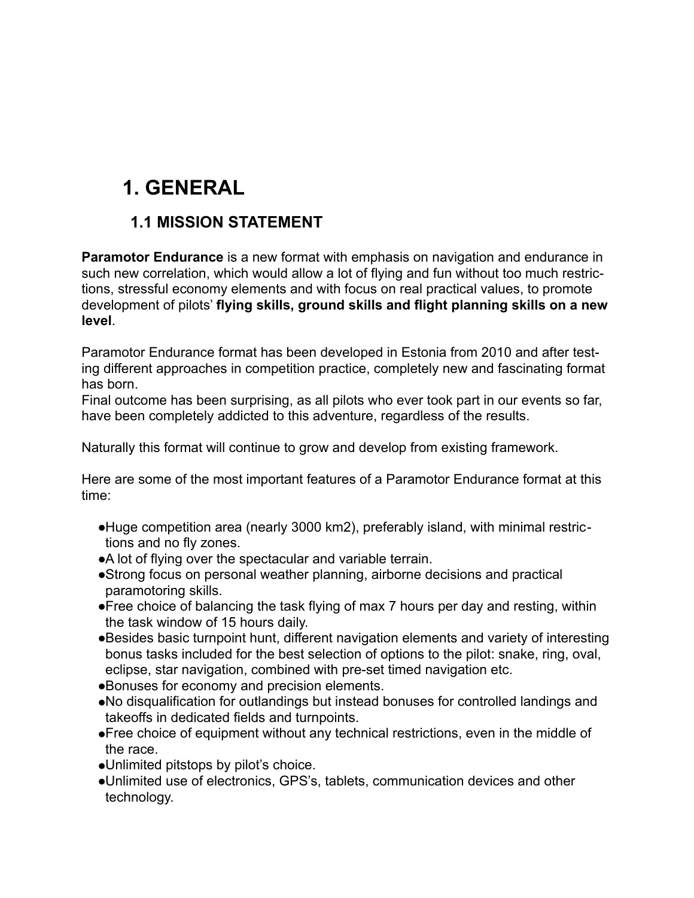# 1. GENERAL

## 1.1 MISSION STATEMENT

**Paramotor Endurance** is a new format with emphasis on navigation and endurance in such new correlation, which would allow a lot of flying and fun without too much restrictions, stressful economy elements and with focus on real practical values, to promote development of pilots' **flying skills, ground skills and flight planning skills on a new level**.

Paramotor Endurance format has been developed in Estonia from 2010 and after testing different approaches in competition practice, completely new and fascinating format has born.
Final outcome has been surprising, as all pilots who ever took part in our events so far, have been completely addicted to this adventure, regardless of the results.

Naturally this format will continue to grow and develop from existing framework.

Here are some of the most important features of a Paramotor Endurance format at this time:

- Huge competition area (nearly 3000 km2), preferably island, with minimal restrictions and no fly zones.
- A lot of flying over the spectacular and variable terrain.
- Strong focus on personal weather planning, airborne decisions and practical paramotoring skills.
- Free choice of balancing the task flying of max 7 hours per day and resting, within the task window of 15 hours daily.
- Besides basic turnpoint hunt, different navigation elements and variety of interesting bonus tasks included for the best selection of options to the pilot: snake, ring, oval, eclipse, star navigation, combined with pre-set timed navigation etc.
- Bonuses for economy and precision elements.
- No disqualification for outlandings but instead bonuses for controlled landings and takeoffs in dedicated fields and turnpoints.
- Free choice of equipment without any technical restrictions, even in the middle of the race.
- Unlimited pitstops by pilot's choice.
- Unlimited use of electronics, GPS's, tablets, communication devices and other technology.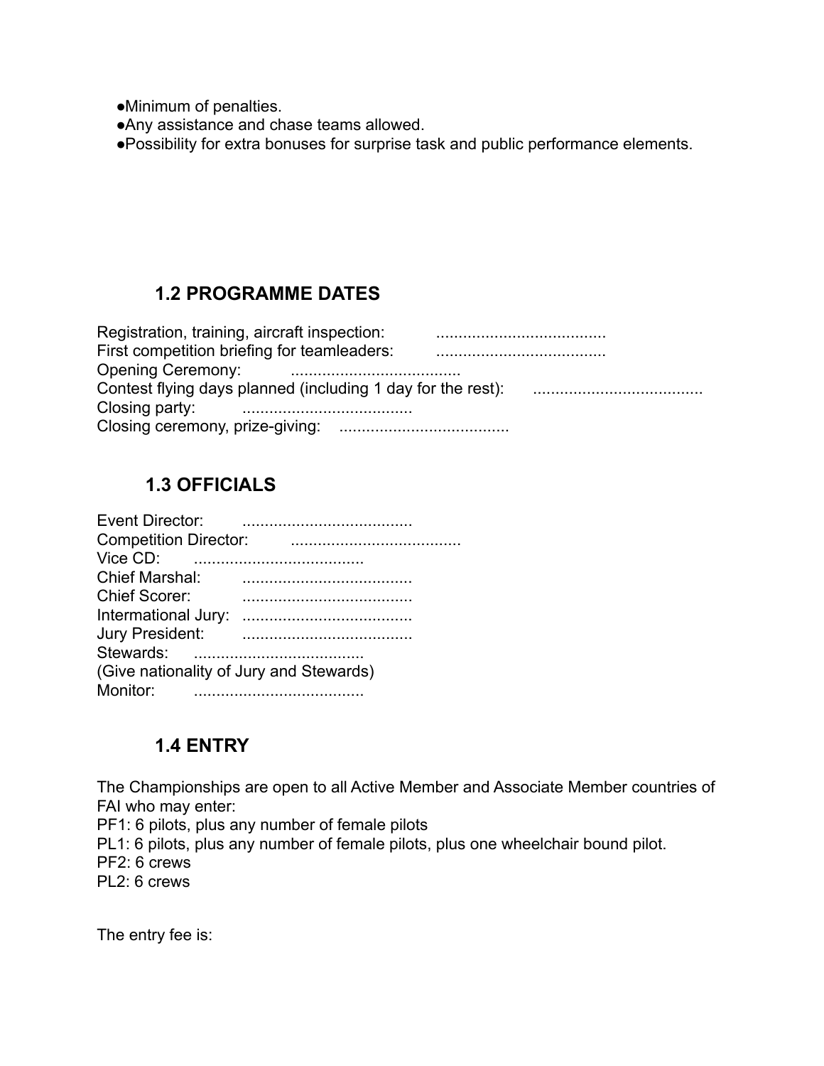- Minimum of penalties.
- Any assistance and chase teams allowed.
- Possibility for extra bonuses for surprise task and public performance elements.

## 1.2 PROGRAMME DATES

Registration, training, aircraft inspection: .....................................
First competition briefing for teamleaders: .....................................
Opening Ceremony: .....................................
Contest flying days planned (including 1 day for the rest): .....................................
Closing party: .....................................
Closing ceremony, prize-giving: .....................................

## 1.3 OFFICIALS

Event Director: .....................................
Competition Director: .....................................
Vice CD: .....................................
Chief Marshal: .....................................
Chief Scorer: .....................................
International Jury: .....................................
Jury President: .....................................
Stewards: .....................................
(Give nationality of Jury and Stewards)
Monitor: .....................................

## 1.4 ENTRY

The Championships are open to all Active Member and Associate Member countries of FAI who may enter:
PF1: 6 pilots, plus any number of female pilots
PL1: 6 pilots, plus any number of female pilots, plus one wheelchair bound pilot.
PF2: 6 crews
PL2: 6 crews

The entry fee is: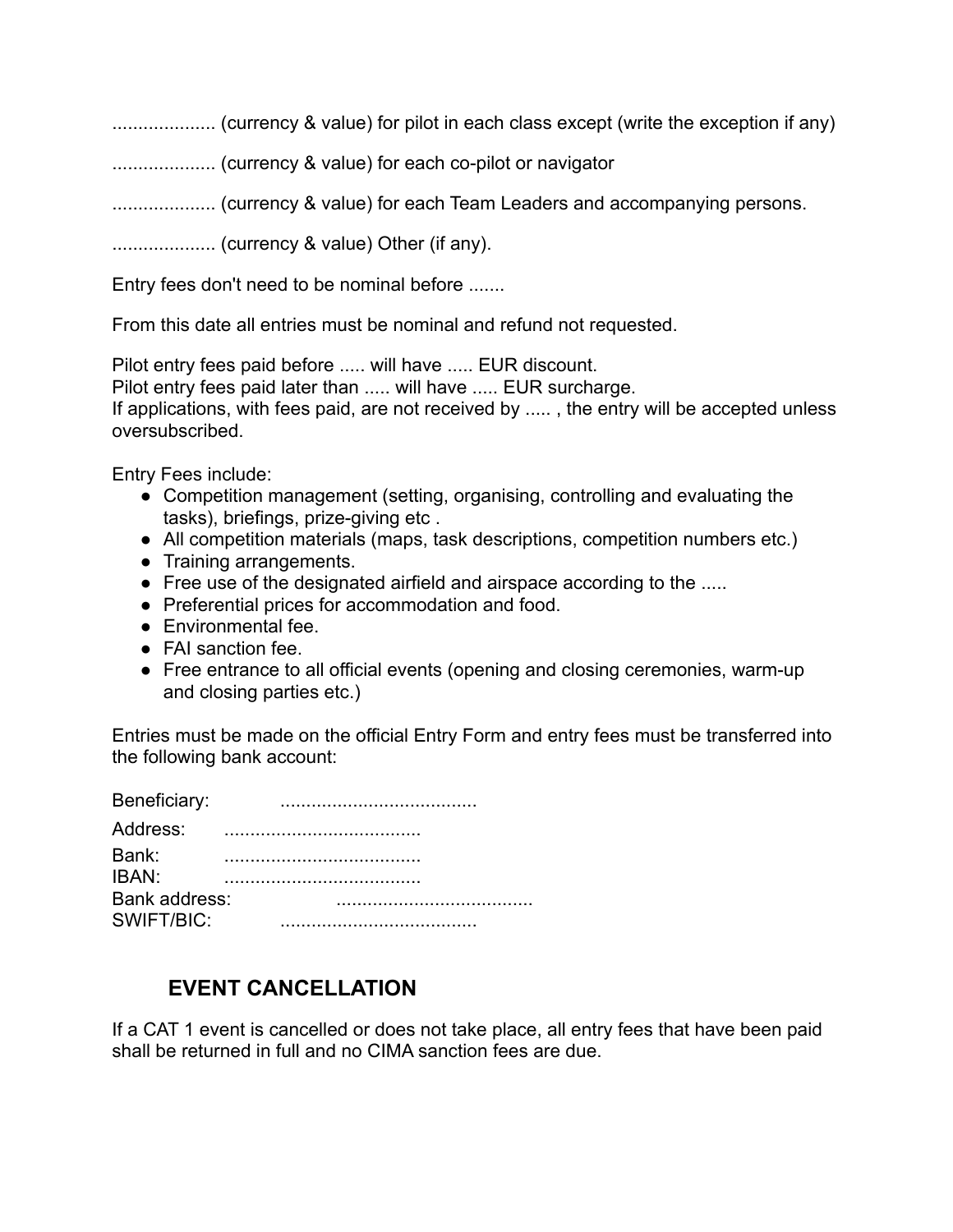.................... (currency & value) for pilot in each class except (write the exception if any)

.................... (currency & value) for each co-pilot or navigator

.................... (currency & value) for each Team Leaders and accompanying persons.

.................... (currency & value) Other (if any).

Entry fees don't need to be nominal before .......

From this date all entries must be nominal and refund not requested.

Pilot entry fees paid before ..... will have ..... EUR discount.
Pilot entry fees paid later than ..... will have ..... EUR surcharge.
If applications, with fees paid, are not received by ..... , the entry will be accepted unless oversubscribed.

Entry Fees include:

- Competition management (setting, organising, controlling and evaluating the tasks), briefings, prize-giving etc .
- All competition materials (maps, task descriptions, competition numbers etc.)
- Training arrangements.
- Free use of the designated airfield and airspace according to the .....
- Preferential prices for accommodation and food.
- Environmental fee.
- FAI sanction fee.
- Free entrance to all official events (opening and closing ceremonies, warm-up and closing parties etc.)

Entries must be made on the official Entry Form and entry fees must be transferred into the following bank account:

Beneficiary: .....................................
Address: .....................................
Bank: .....................................
IBAN: .....................................
Bank address: .....................................
SWIFT/BIC: .....................................

## EVENT CANCELLATION

If a CAT 1 event is cancelled or does not take place, all entry fees that have been paid shall be returned in full and no CIMA sanction fees are due.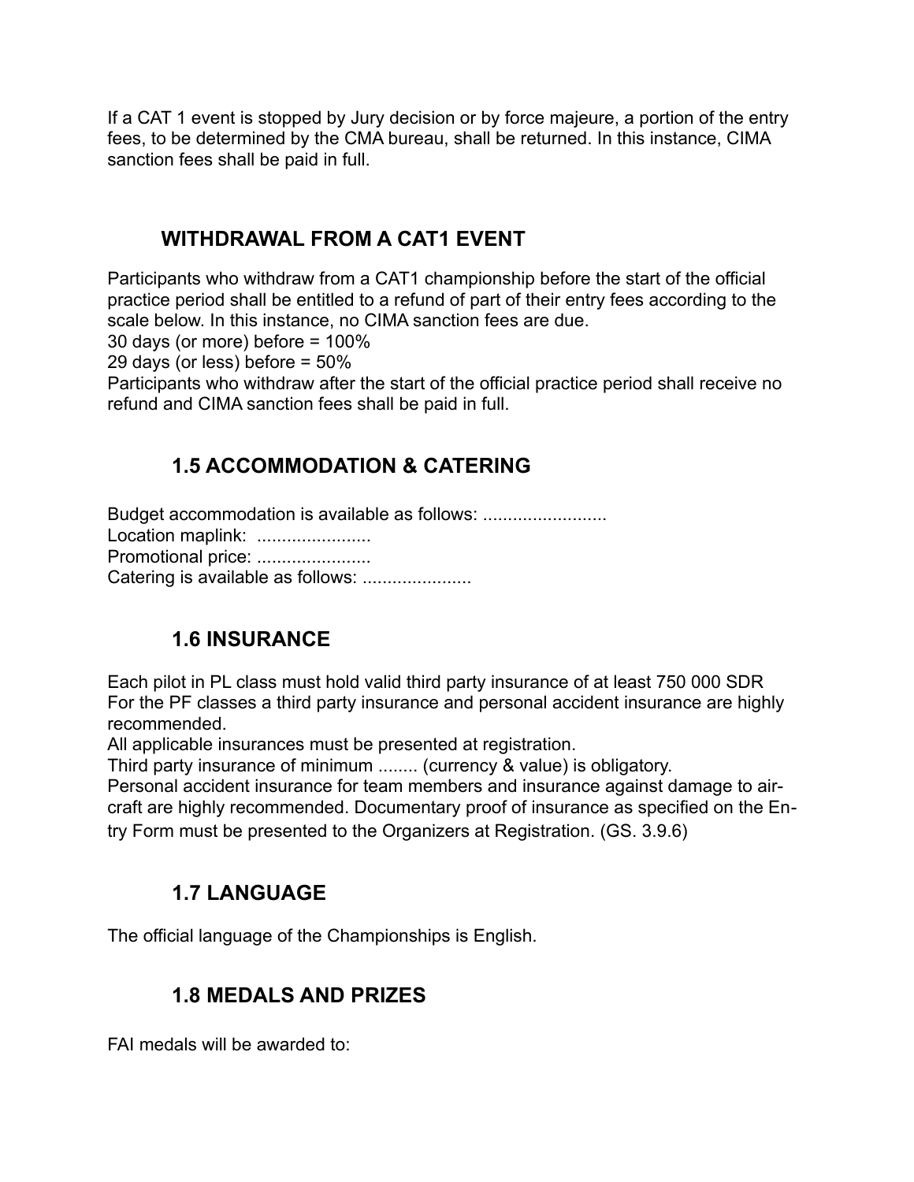If a CAT 1 event is stopped by Jury decision or by force majeure, a portion of the entry fees, to be determined by the CMA bureau, shall be returned. In this instance, CIMA sanction fees shall be paid in full.

## WITHDRAWAL FROM A CAT1 EVENT

Participants who withdraw from a CAT1 championship before the start of the official practice period shall be entitled to a refund of part of their entry fees according to the scale below. In this instance, no CIMA sanction fees are due.
30 days (or more) before = 100%
29 days (or less) before = 50%
Participants who withdraw after the start of the official practice period shall receive no refund and CIMA sanction fees shall be paid in full.

## 1.5 ACCOMMODATION & CATERING

Budget accommodation is available as follows: .........................
Location maplink: .......................
Promotional price: .......................
Catering is available as follows: ......................

## 1.6 INSURANCE

Each pilot in PL class must hold valid third party insurance of at least 750 000 SDR
For the PF classes a third party insurance and personal accident insurance are highly recommended.
All applicable insurances must be presented at registration.
Third party insurance of minimum ........ (currency & value) is obligatory.
Personal accident insurance for team members and insurance against damage to aircraft are highly recommended. Documentary proof of insurance as specified on the Entry Form must be presented to the Organizers at Registration. (GS. 3.9.6)

## 1.7 LANGUAGE

The official language of the Championships is English.

## 1.8 MEDALS AND PRIZES

FAI medals will be awarded to: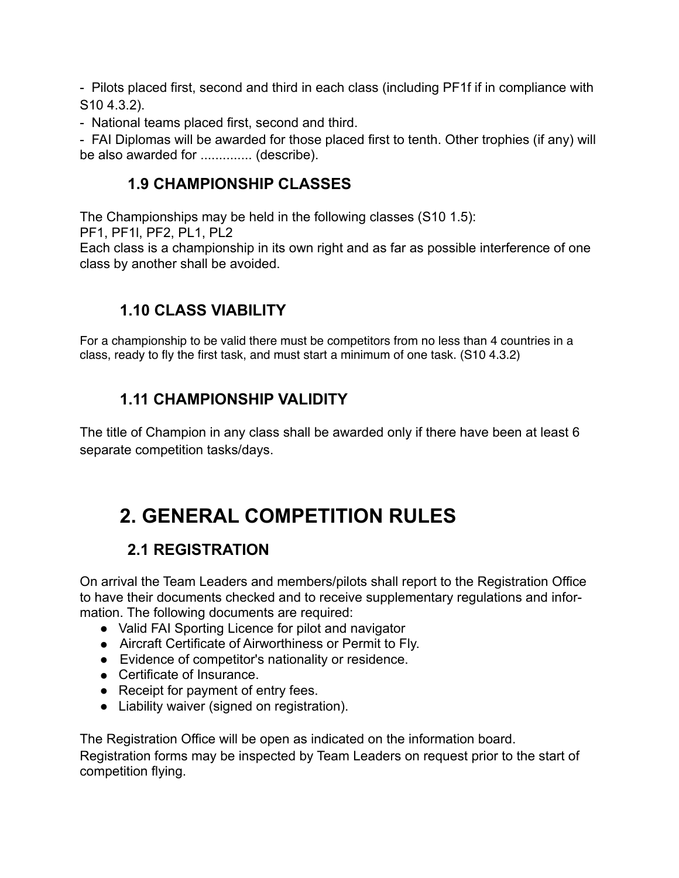- Pilots placed first, second and third in each class (including PF1f if in compliance with S10 4.3.2).
- National teams placed first, second and third.
- FAI Diplomas will be awarded for those placed first to tenth. Other trophies (if any) will be also awarded for .............. (describe).

### 1.9 CHAMPIONSHIP CLASSES

The Championships may be held in the following classes (S10 1.5):
PF1, PF1l, PF2, PL1, PL2
Each class is a championship in its own right and as far as possible interference of one class by another shall be avoided.

### 1.10 CLASS VIABILITY

For a championship to be valid there must be competitors from no less than 4 countries in a class, ready to fly the first task, and must start a minimum of one task. (S10 4.3.2)

### 1.11 CHAMPIONSHIP VALIDITY

The title of Champion in any class shall be awarded only if there have been at least 6 separate competition tasks/days.

## 2. GENERAL COMPETITION RULES

### 2.1 REGISTRATION

On arrival the Team Leaders and members/pilots shall report to the Registration Office to have their documents checked and to receive supplementary regulations and information. The following documents are required:

- Valid FAI Sporting Licence for pilot and navigator
- Aircraft Certificate of Airworthiness or Permit to Fly.
- Evidence of competitor's nationality or residence.
- Certificate of Insurance.
- Receipt for payment of entry fees.
- Liability waiver (signed on registration).

The Registration Office will be open as indicated on the information board.
Registration forms may be inspected by Team Leaders on request prior to the start of competition flying.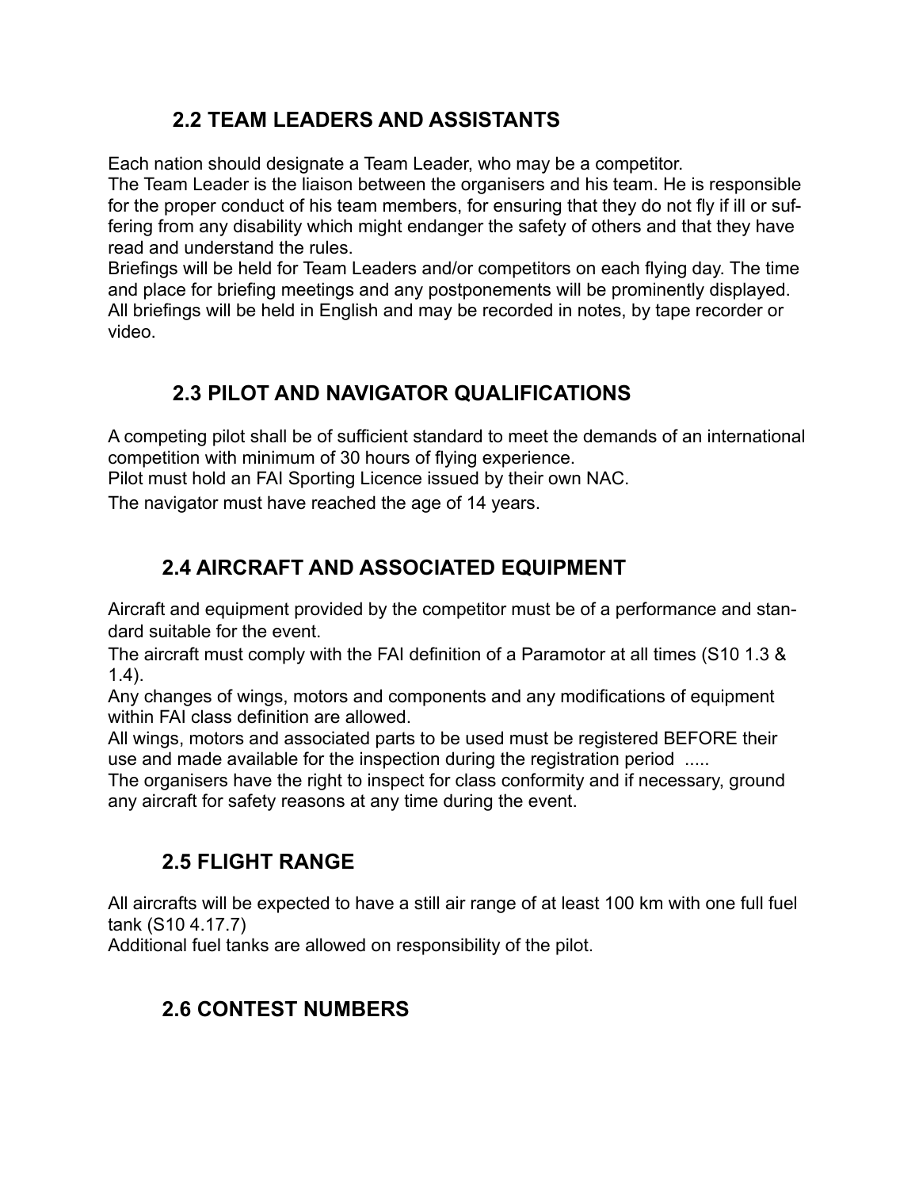## 2.2 TEAM LEADERS AND ASSISTANTS

Each nation should designate a Team Leader, who may be a competitor.
The Team Leader is the liaison between the organisers and his team. He is responsible for the proper conduct of his team members, for ensuring that they do not fly if ill or suffering from any disability which might endanger the safety of others and that they have read and understand the rules.
Briefings will be held for Team Leaders and/or competitors on each flying day. The time and place for briefing meetings and any postponements will be prominently displayed. All briefings will be held in English and may be recorded in notes, by tape recorder or video.

## 2.3 PILOT AND NAVIGATOR QUALIFICATIONS

A competing pilot shall be of sufficient standard to meet the demands of an international competition with minimum of 30 hours of flying experience.
Pilot must hold an FAI Sporting Licence issued by their own NAC.
The navigator must have reached the age of 14 years.

## 2.4 AIRCRAFT AND ASSOCIATED EQUIPMENT

Aircraft and equipment provided by the competitor must be of a performance and standard suitable for the event.
The aircraft must comply with the FAI definition of a Paramotor at all times (S10 1.3 & 1.4).
Any changes of wings, motors and components and any modifications of equipment within FAI class definition are allowed.
All wings, motors and associated parts to be used must be registered BEFORE their use and made available for the inspection during the registration period .....
The organisers have the right to inspect for class conformity and if necessary, ground any aircraft for safety reasons at any time during the event.

## 2.5 FLIGHT RANGE

All aircrafts will be expected to have a still air range of at least 100 km with one full fuel tank (S10 4.17.7)
Additional fuel tanks are allowed on responsibility of the pilot.

## 2.6 CONTEST NUMBERS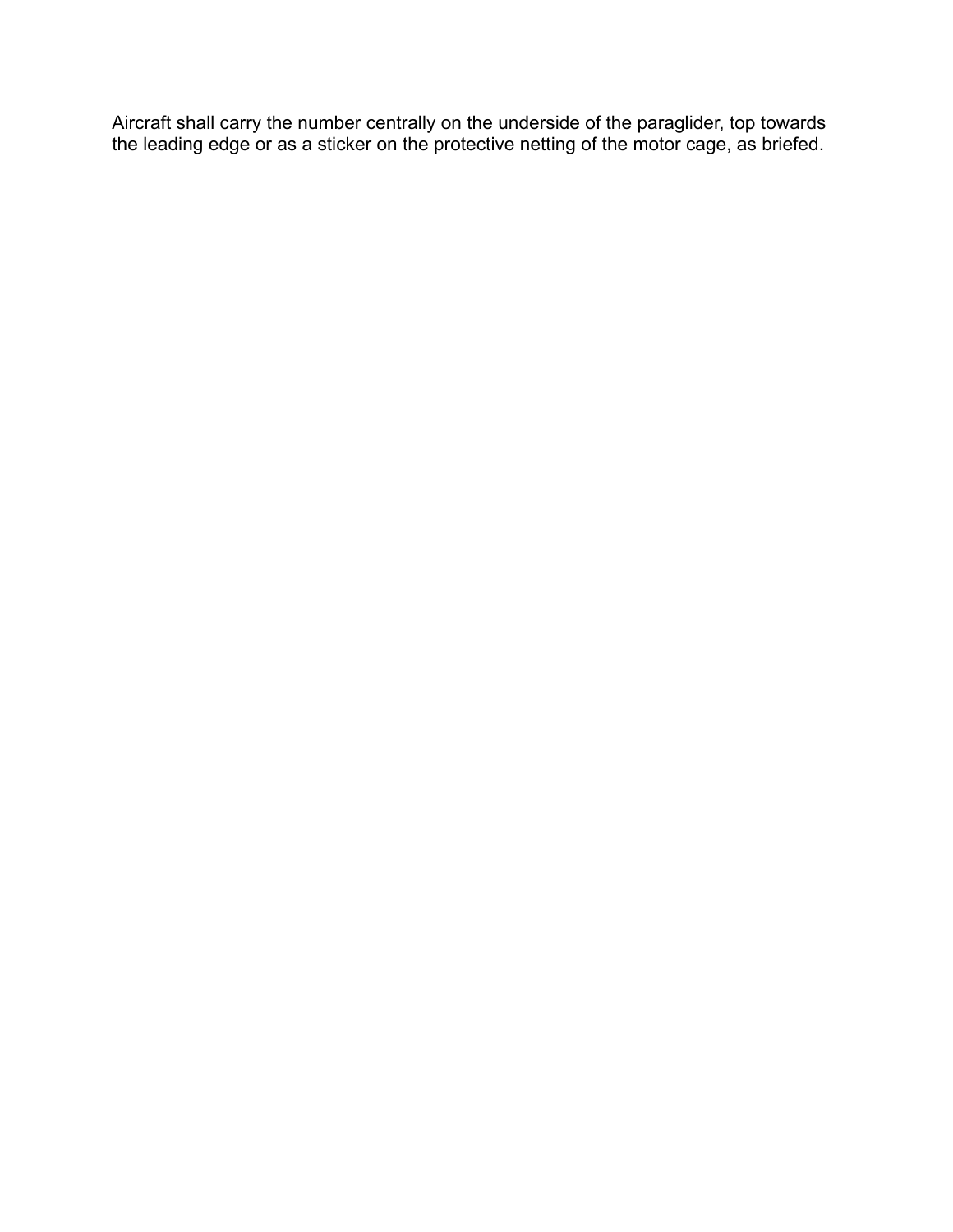Aircraft shall carry the number centrally on the underside of the paraglider, top towards the leading edge or as a sticker on the protective netting of the motor cage, as briefed.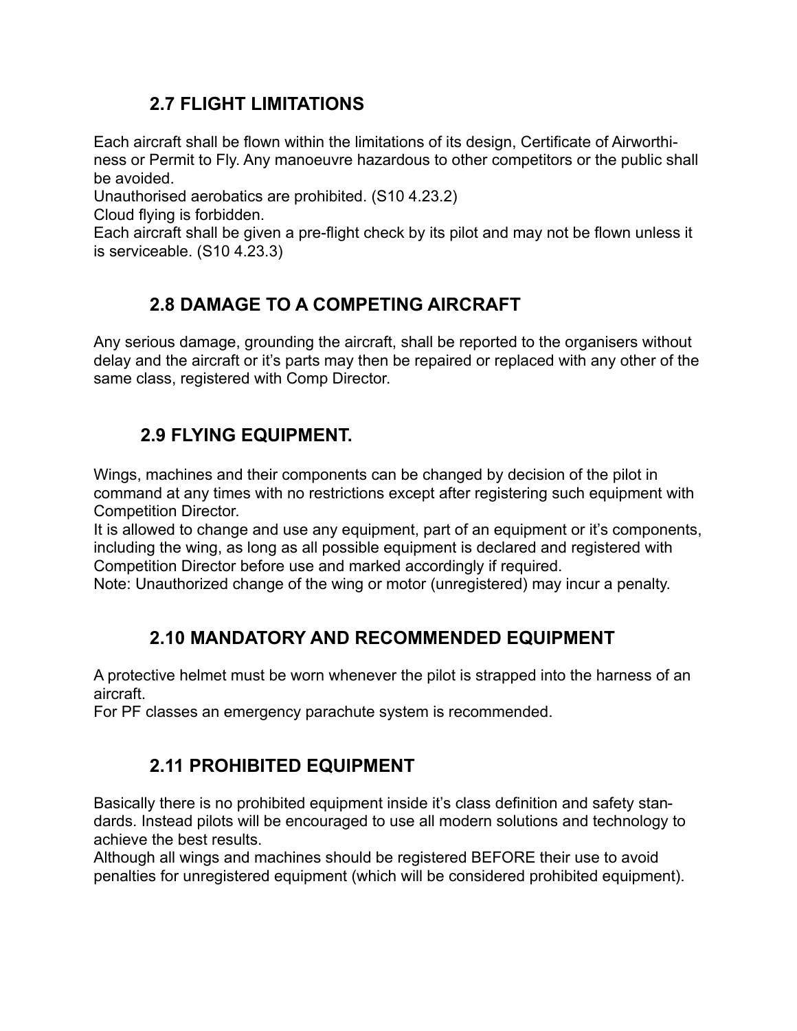## 2.7 FLIGHT LIMITATIONS

Each aircraft shall be flown within the limitations of its design, Certificate of Airworthiness or Permit to Fly. Any manoeuvre hazardous to other competitors or the public shall be avoided.
Unauthorised aerobatics are prohibited. (S10 4.23.2)
Cloud flying is forbidden.
Each aircraft shall be given a pre-flight check by its pilot and may not be flown unless it is serviceable. (S10 4.23.3)

## 2.8 DAMAGE TO A COMPETING AIRCRAFT

Any serious damage, grounding the aircraft, shall be reported to the organisers without delay and the aircraft or it's parts may then be repaired or replaced with any other of the same class, registered with Comp Director.

## 2.9 FLYING EQUIPMENT.

Wings, machines and their components can be changed by decision of the pilot in command at any times with no restrictions except after registering such equipment with Competition Director.
It is allowed to change and use any equipment, part of an equipment or it's components, including the wing, as long as all possible equipment is declared and registered with Competition Director before use and marked accordingly if required.
Note: Unauthorized change of the wing or motor (unregistered) may incur a penalty.

## 2.10 MANDATORY AND RECOMMENDED EQUIPMENT

A protective helmet must be worn whenever the pilot is strapped into the harness of an aircraft.
For PF classes an emergency parachute system is recommended.

## 2.11 PROHIBITED EQUIPMENT

Basically there is no prohibited equipment inside it's class definition and safety standards. Instead pilots will be encouraged to use all modern solutions and technology to achieve the best results.
Although all wings and machines should be registered BEFORE their use to avoid penalties for unregistered equipment (which will be considered prohibited equipment).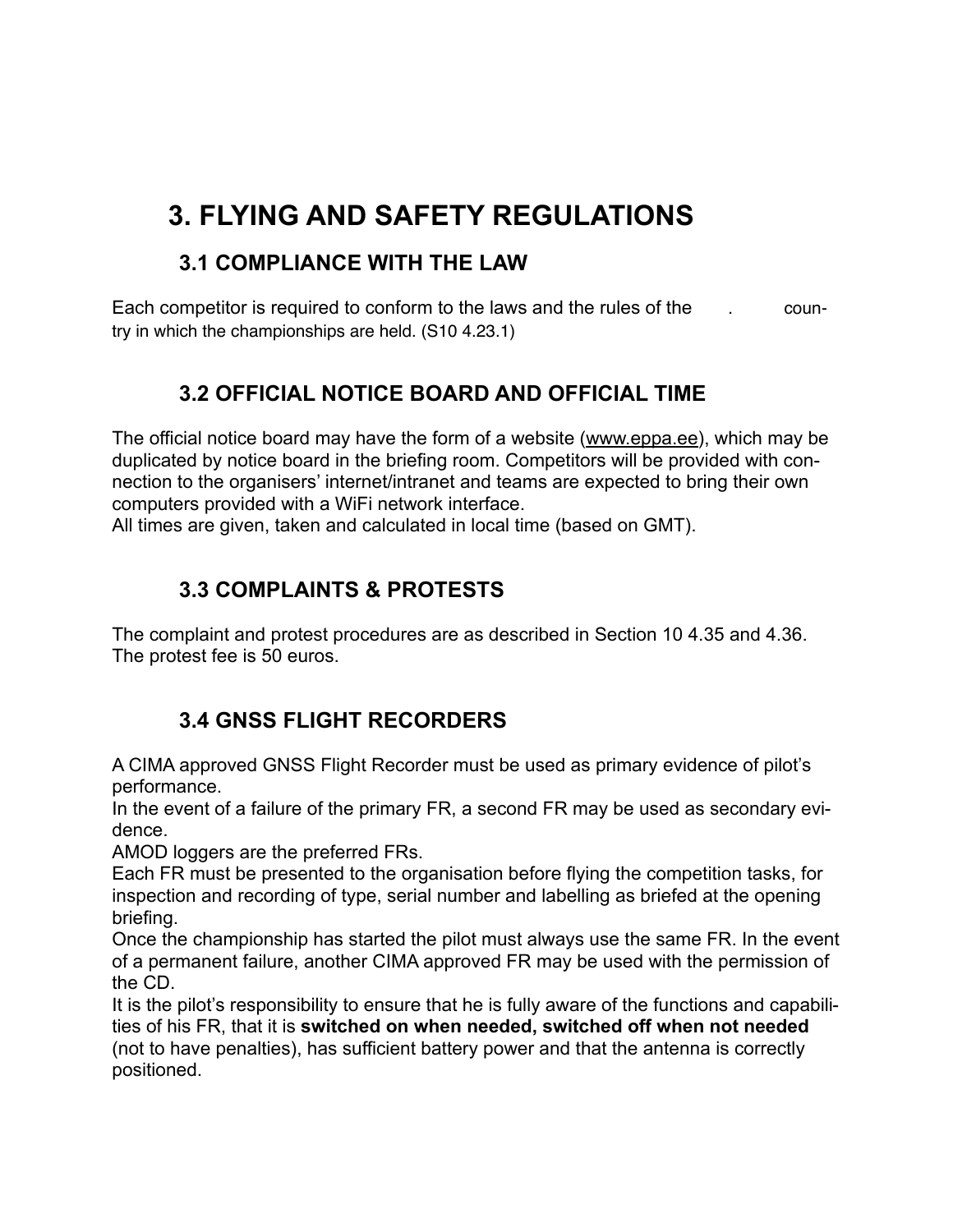# 3. FLYING AND SAFETY REGULATIONS

## 3.1 COMPLIANCE WITH THE LAW

Each competitor is required to conform to the laws and the rules of the . country in which the championships are held. (S10 4.23.1)

## 3.2 OFFICIAL NOTICE BOARD AND OFFICIAL TIME

The official notice board may have the form of a website (www.eppa.ee), which may be duplicated by notice board in the briefing room. Competitors will be provided with connection to the organisers' internet/intranet and teams are expected to bring their own computers provided with a WiFi network interface.
All times are given, taken and calculated in local time (based on GMT).

## 3.3 COMPLAINTS & PROTESTS

The complaint and protest procedures are as described in Section 10 4.35 and 4.36.
The protest fee is 50 euros.

## 3.4 GNSS FLIGHT RECORDERS

A CIMA approved GNSS Flight Recorder must be used as primary evidence of pilot's performance.
In the event of a failure of the primary FR, a second FR may be used as secondary evidence.
AMOD loggers are the preferred FRs.
Each FR must be presented to the organisation before flying the competition tasks, for inspection and recording of type, serial number and labelling as briefed at the opening briefing.
Once the championship has started the pilot must always use the same FR. In the event of a permanent failure, another CIMA approved FR may be used with the permission of the CD.
It is the pilot's responsibility to ensure that he is fully aware of the functions and capabilities of his FR, that it is **switched on when needed, switched off when not needed** (not to have penalties), has sufficient battery power and that the antenna is correctly positioned.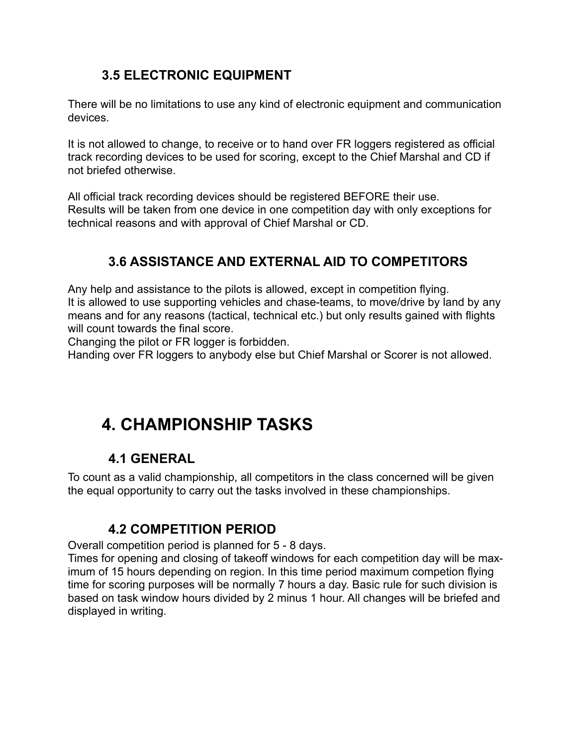### 3.5 ELECTRONIC EQUIPMENT

There will be no limitations to use any kind of electronic equipment and communication devices.

It is not allowed to change, to receive or to hand over FR loggers registered as official track recording devices to be used for scoring, except to the Chief Marshal and CD if not briefed otherwise.

All official track recording devices should be registered BEFORE their use.
Results will be taken from one device in one competition day with only exceptions for technical reasons and with approval of Chief Marshal or CD.

### 3.6 ASSISTANCE AND EXTERNAL AID TO COMPETITORS

Any help and assistance to the pilots is allowed, except in competition flying.
It is allowed to use supporting vehicles and chase-teams, to move/drive by land by any means and for any reasons (tactical, technical etc.) but only results gained with flights will count towards the final score.
Changing the pilot or FR logger is forbidden.
Handing over FR loggers to anybody else but Chief Marshal or Scorer is not allowed.

## 4. CHAMPIONSHIP TASKS

### 4.1 GENERAL

To count as a valid championship, all competitors in the class concerned will be given the equal opportunity to carry out the tasks involved in these championships.

### 4.2 COMPETITION PERIOD

Overall competition period is planned for 5 - 8 days.
Times for opening and closing of takeoff windows for each competition day will be maximum of 15 hours depending on region. In this time period maximum competion flying time for scoring purposes will be normally 7 hours a day. Basic rule for such division is based on task window hours divided by 2 minus 1 hour. All changes will be briefed and displayed in writing.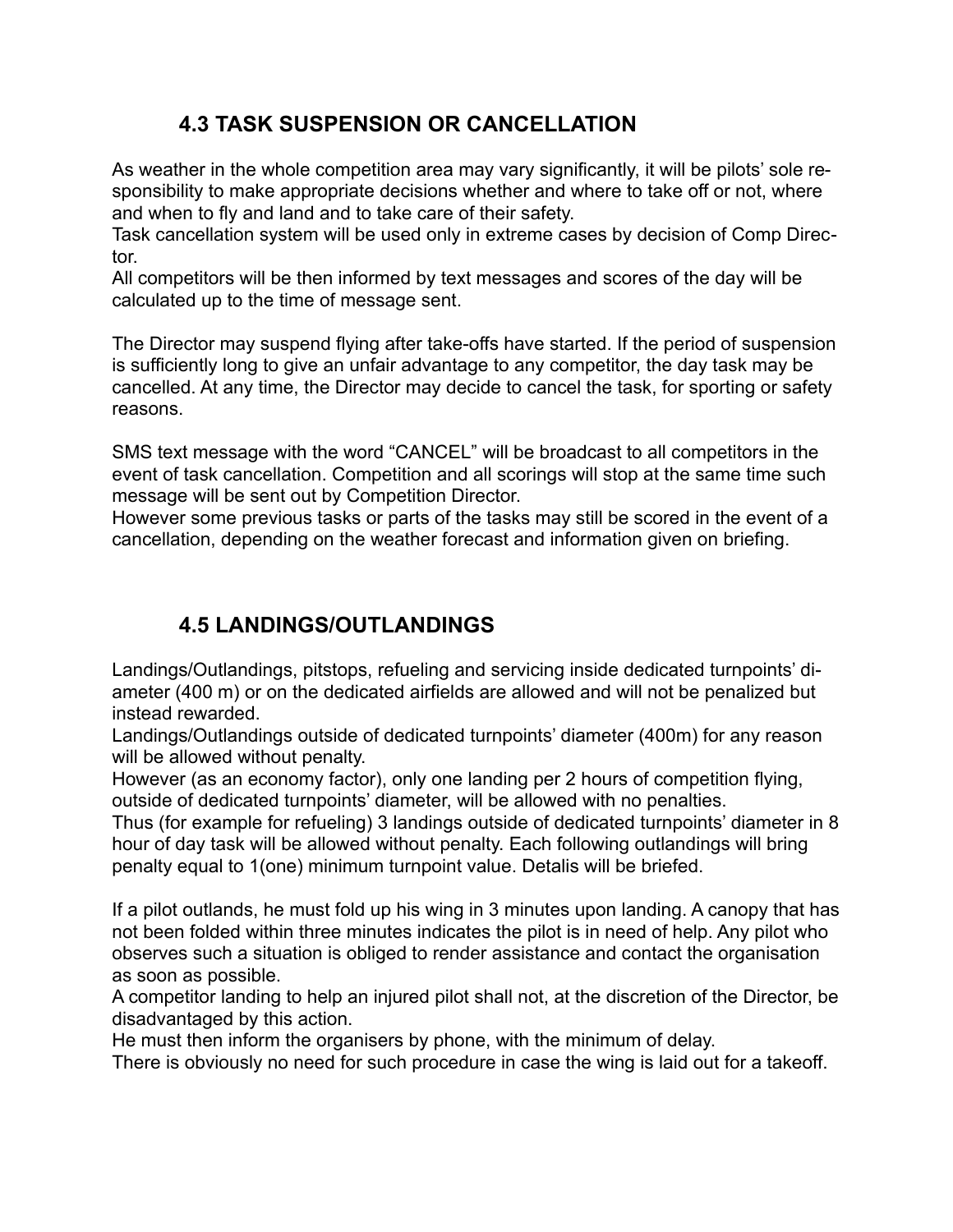## 4.3 TASK SUSPENSION OR CANCELLATION

As weather in the whole competition area may vary significantly, it will be pilots' sole responsibility to make appropriate decisions whether and where to take off or not, where and when to fly and land and to take care of their safety.
Task cancellation system will be used only in extreme cases by decision of Comp Director.
All competitors will be then informed by text messages and scores of the day will be calculated up to the time of message sent.

The Director may suspend flying after take-offs have started. If the period of suspension is sufficiently long to give an unfair advantage to any competitor, the day task may be cancelled. At any time, the Director may decide to cancel the task, for sporting or safety reasons.

SMS text message with the word "CANCEL" will be broadcast to all competitors in the event of task cancellation. Competition and all scorings will stop at the same time such message will be sent out by Competition Director.
However some previous tasks or parts of the tasks may still be scored in the event of a cancellation, depending on the weather forecast and information given on briefing.

## 4.5 LANDINGS/OUTLANDINGS

Landings/Outlandings, pitstops, refueling and servicing inside dedicated turnpoints' diameter (400 m) or on the dedicated airfields are allowed and will not be penalized but instead rewarded.
Landings/Outlandings outside of dedicated turnpoints' diameter (400m) for any reason will be allowed without penalty.
However (as an economy factor), only one landing per 2 hours of competition flying, outside of dedicated turnpoints' diameter, will be allowed with no penalties.
Thus (for example for refueling) 3 landings outside of dedicated turnpoints' diameter in 8 hour of day task will be allowed without penalty. Each following outlandings will bring penalty equal to 1(one) minimum turnpoint value. Detalis will be briefed.

If a pilot outlands, he must fold up his wing in 3 minutes upon landing. A canopy that has not been folded within three minutes indicates the pilot is in need of help. Any pilot who observes such a situation is obliged to render assistance and contact the organisation as soon as possible.
A competitor landing to help an injured pilot shall not, at the discretion of the Director, be disadvantaged by this action.
He must then inform the organisers by phone, with the minimum of delay.
There is obviously no need for such procedure in case the wing is laid out for a takeoff.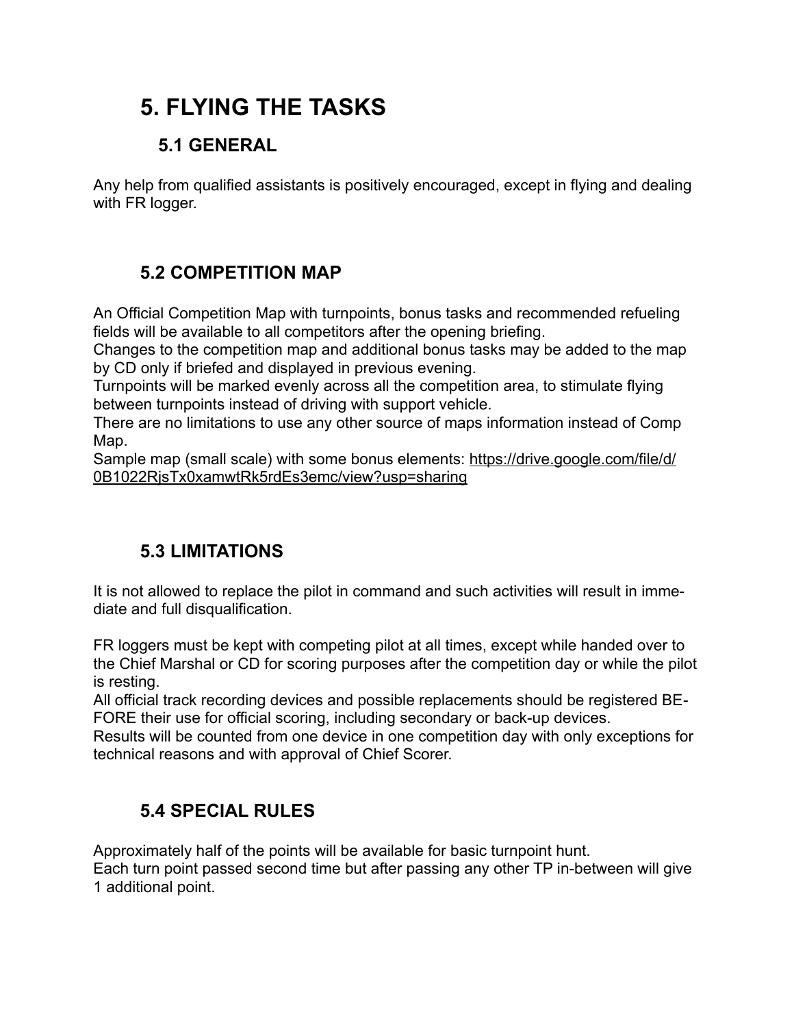# 5. FLYING THE TASKS

## 5.1 GENERAL

Any help from qualified assistants is positively encouraged, except in flying and dealing with FR logger.

## 5.2 COMPETITION MAP

An Official Competition Map with turnpoints, bonus tasks and recommended refueling fields will be available to all competitors after the opening briefing.
Changes to the competition map and additional bonus tasks may be added to the map by CD only if briefed and displayed in previous evening.
Turnpoints will be marked evenly across all the competition area, to stimulate flying between turnpoints instead of driving with support vehicle.
There are no limitations to use any other source of maps information instead of Comp Map.
Sample map (small scale) with some bonus elements: https://drive.google.com/file/d/0B1022RjsTx0xamwtRk5rdEs3emc/view?usp=sharing

## 5.3 LIMITATIONS

It is not allowed to replace the pilot in command and such activities will result in immediate and full disqualification.

FR loggers must be kept with competing pilot at all times, except while handed over to the Chief Marshal or CD for scoring purposes after the competition day or while the pilot is resting.
All official track recording devices and possible replacements should be registered BEFORE their use for official scoring, including secondary or back-up devices.
Results will be counted from one device in one competition day with only exceptions for technical reasons and with approval of Chief Scorer.

## 5.4 SPECIAL RULES

Approximately half of the points will be available for basic turnpoint hunt.
Each turn point passed second time but after passing any other TP in-between will give 1 additional point.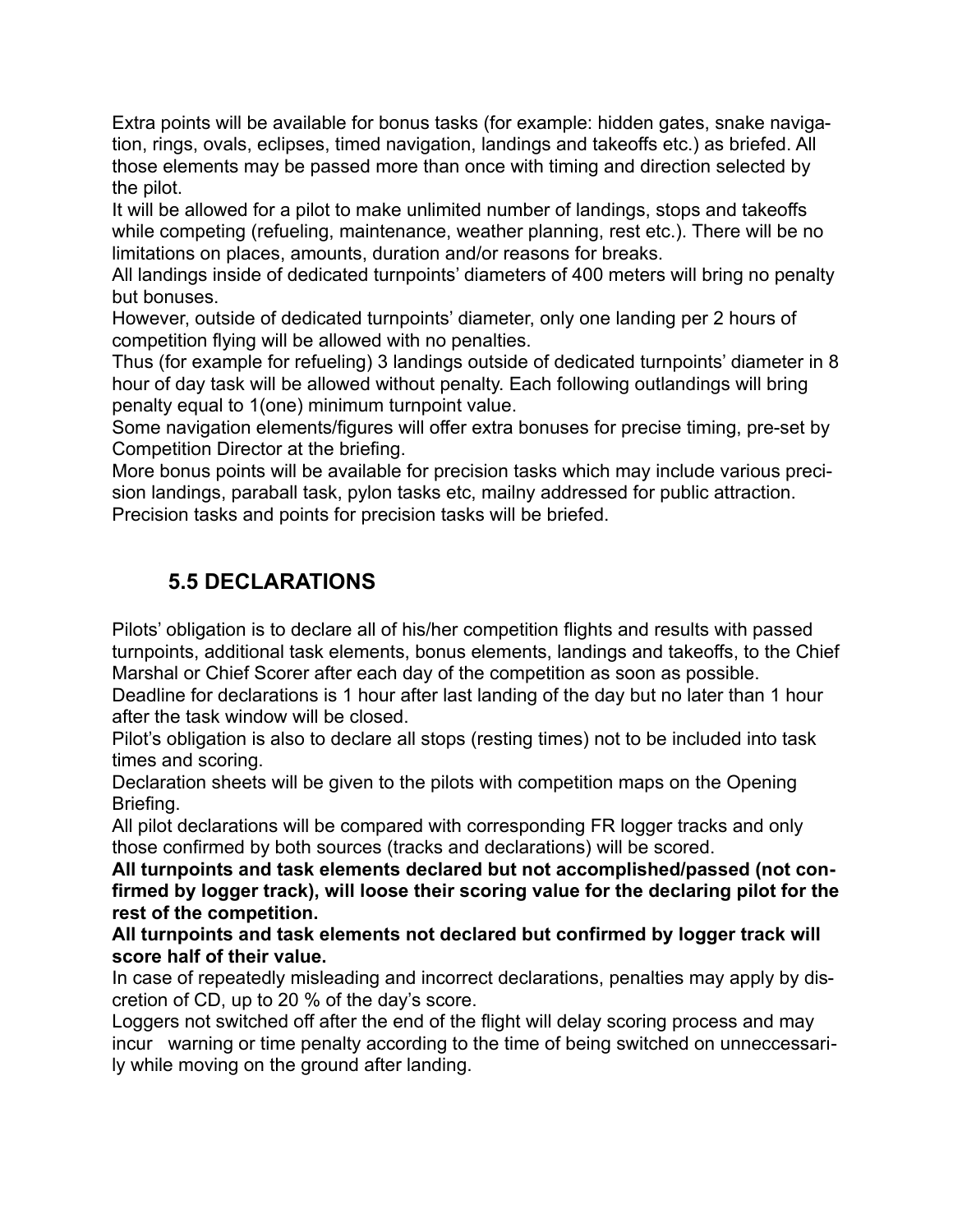Extra points will be available for bonus tasks (for example: hidden gates, snake navigation, rings, ovals, eclipses, timed navigation, landings and takeoffs etc.) as briefed. All those elements may be passed more than once with timing and direction selected by the pilot.

It will be allowed for a pilot to make unlimited number of landings, stops and takeoffs while competing (refueling, maintenance, weather planning, rest etc.). There will be no limitations on places, amounts, duration and/or reasons for breaks.

All landings inside of dedicated turnpoints' diameters of 400 meters will bring no penalty but bonuses.

However, outside of dedicated turnpoints' diameter, only one landing per 2 hours of competition flying will be allowed with no penalties.

Thus (for example for refueling) 3 landings outside of dedicated turnpoints' diameter in 8 hour of day task will be allowed without penalty. Each following outlandings will bring penalty equal to 1(one) minimum turnpoint value.

Some navigation elements/figures will offer extra bonuses for precise timing, pre-set by Competition Director at the briefing.

More bonus points will be available for precision tasks which may include various precision landings, paraball task, pylon tasks etc, mailny addressed for public attraction. Precision tasks and points for precision tasks will be briefed.

## 5.5 DECLARATIONS

Pilots' obligation is to declare all of his/her competition flights and results with passed turnpoints, additional task elements, bonus elements, landings and takeoffs, to the Chief Marshal or Chief Scorer after each day of the competition as soon as possible.

Deadline for declarations is 1 hour after last landing of the day but no later than 1 hour after the task window will be closed.

Pilot's obligation is also to declare all stops (resting times) not to be included into task times and scoring.

Declaration sheets will be given to the pilots with competition maps on the Opening Briefing.

All pilot declarations will be compared with corresponding FR logger tracks and only those confirmed by both sources (tracks and declarations) will be scored.

**All turnpoints and task elements declared but not accomplished/passed (not confirmed by logger track), will loose their scoring value for the declaring pilot for the rest of the competition.**

**All turnpoints and task elements not declared but confirmed by logger track will score half of their value.**

In case of repeatedly misleading and incorrect declarations, penalties may apply by discretion of CD, up to 20 % of the day's score.

Loggers not switched off after the end of the flight will delay scoring process and may incur warning or time penalty according to the time of being switched on unneccessarily while moving on the ground after landing.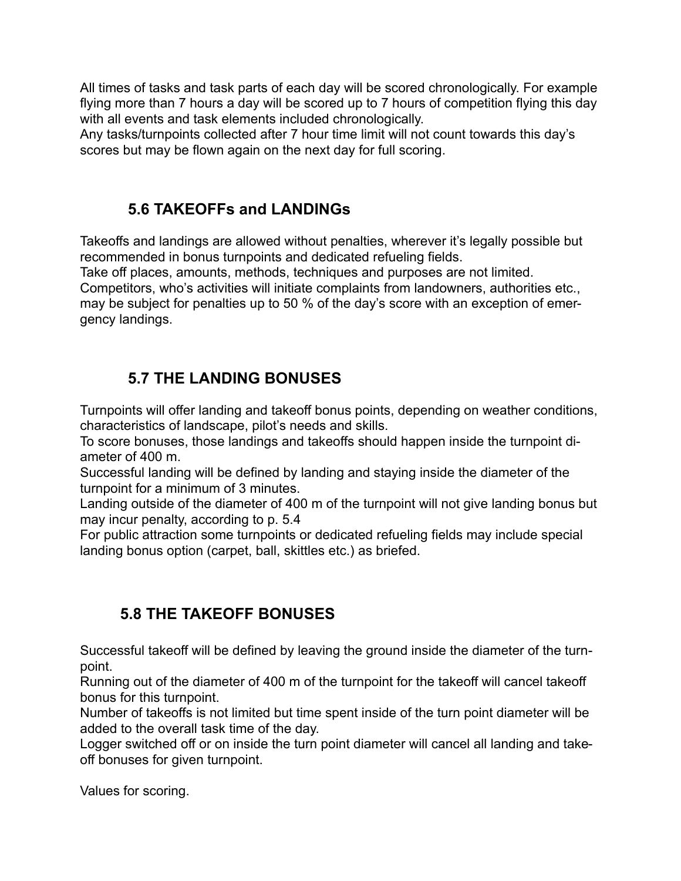All times of tasks and task parts of each day will be scored chronologically. For example flying more than 7 hours a day will be scored up to 7 hours of competition flying this day with all events and task elements included chronologically.
Any tasks/turnpoints collected after 7 hour time limit will not count towards this day's scores but may be flown again on the next day for full scoring.

## 5.6 TAKEOFFs and LANDINGs

Takeoffs and landings are allowed without penalties, wherever it's legally possible but recommended in bonus turnpoints and dedicated refueling fields.
Take off places, amounts, methods, techniques and purposes are not limited.
Competitors, who's activities will initiate complaints from landowners, authorities etc., may be subject for penalties up to 50 % of the day's score with an exception of emergency landings.

## 5.7 THE LANDING BONUSES

Turnpoints will offer landing and takeoff bonus points, depending on weather conditions, characteristics of landscape, pilot's needs and skills.
To score bonuses, those landings and takeoffs should happen inside the turnpoint diameter of 400 m.
Successful landing will be defined by landing and staying inside the diameter of the turnpoint for a minimum of 3 minutes.
Landing outside of the diameter of 400 m of the turnpoint will not give landing bonus but may incur penalty, according to p. 5.4
For public attraction some turnpoints or dedicated refueling fields may include special landing bonus option (carpet, ball, skittles etc.) as briefed.

## 5.8 THE TAKEOFF BONUSES

Successful takeoff will be defined by leaving the ground inside the diameter of the turnpoint.
Running out of the diameter of 400 m of the turnpoint for the takeoff will cancel takeoff bonus for this turnpoint.
Number of takeoffs is not limited but time spent inside of the turn point diameter will be added to the overall task time of the day.
Logger switched off or on inside the turn point diameter will cancel all landing and takeoff bonuses for given turnpoint.

Values for scoring.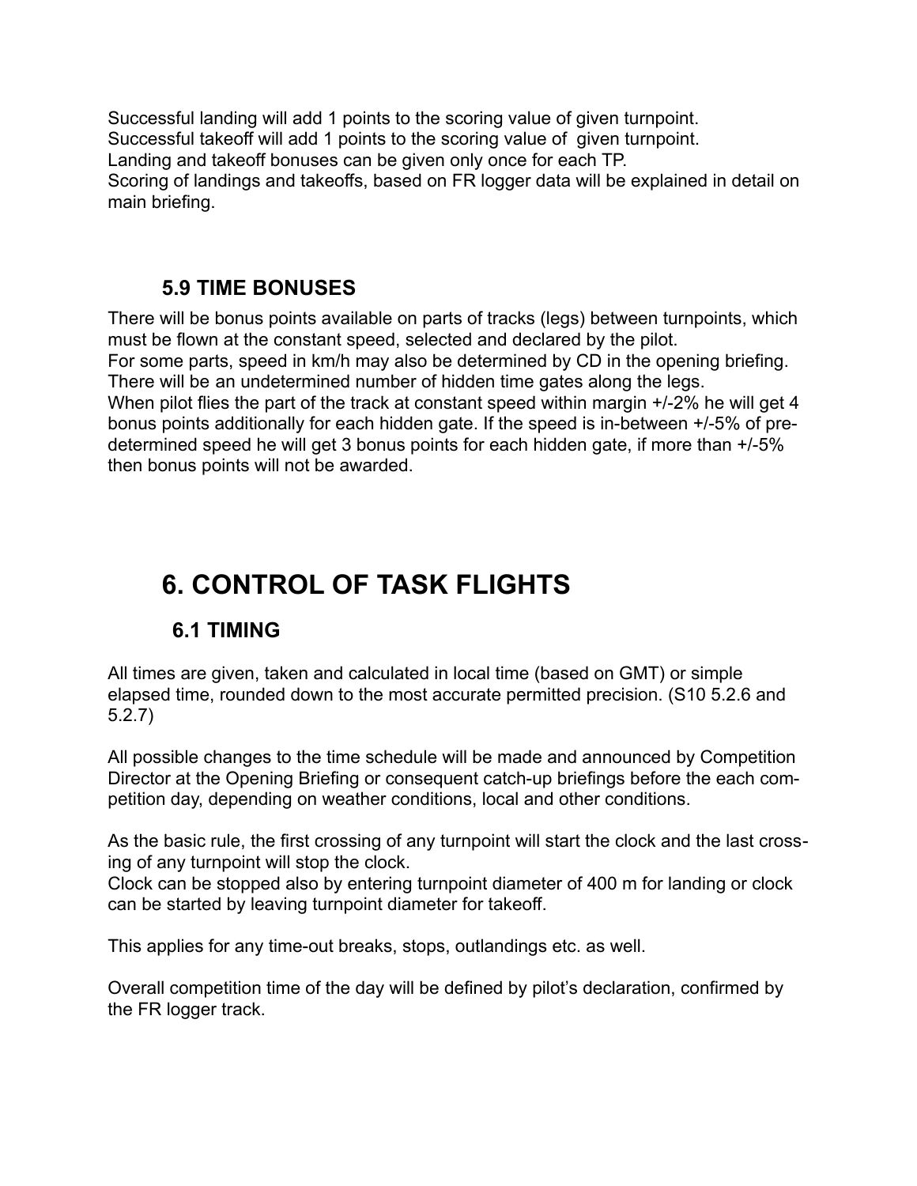Successful landing will add 1 points to the scoring value of given turnpoint.
Successful takeoff will add 1 points to the scoring value of given turnpoint.
Landing and takeoff bonuses can be given only once for each TP.
Scoring of landings and takeoffs, based on FR logger data will be explained in detail on main briefing.

### 5.9 TIME BONUSES

There will be bonus points available on parts of tracks (legs) between turnpoints, which must be flown at the constant speed, selected and declared by the pilot.
For some parts, speed in km/h may also be determined by CD in the opening briefing.
There will be an undetermined number of hidden time gates along the legs.
When pilot flies the part of the track at constant speed within margin +/-2% he will get 4 bonus points additionally for each hidden gate. If the speed is in-between +/-5% of pre-determined speed he will get 3 bonus points for each hidden gate, if more than +/-5% then bonus points will not be awarded.

# 6. CONTROL OF TASK FLIGHTS

### 6.1 TIMING

All times are given, taken and calculated in local time (based on GMT) or simple elapsed time, rounded down to the most accurate permitted precision. (S10 5.2.6 and 5.2.7)

All possible changes to the time schedule will be made and announced by Competition Director at the Opening Briefing or consequent catch-up briefings before the each competition day, depending on weather conditions, local and other conditions.

As the basic rule, the first crossing of any turnpoint will start the clock and the last crossing of any turnpoint will stop the clock.
Clock can be stopped also by entering turnpoint diameter of 400 m for landing or clock can be started by leaving turnpoint diameter for takeoff.

This applies for any time-out breaks, stops, outlandings etc. as well.

Overall competition time of the day will be defined by pilot's declaration, confirmed by the FR logger track.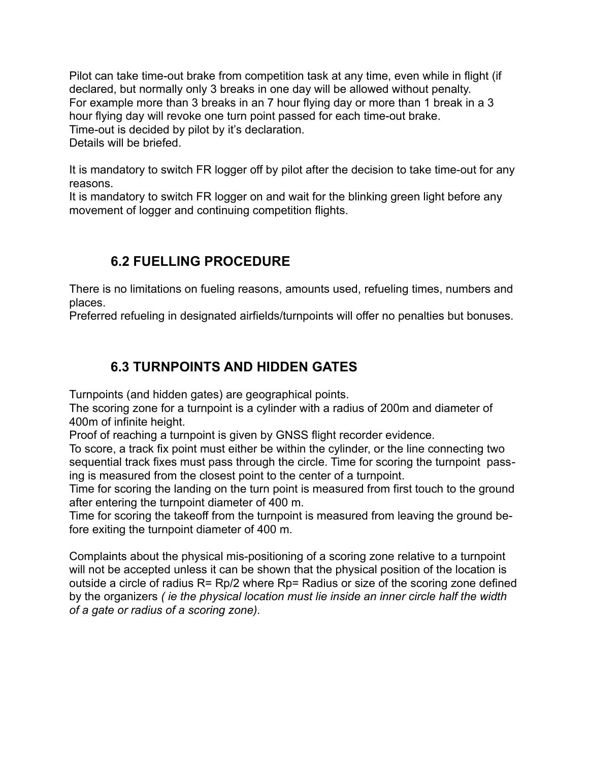Pilot can take time-out brake from competition task at any time, even while in flight (if declared, but normally only 3 breaks in one day will be allowed without penalty.
For example more than 3 breaks in an 7 hour flying day or more than 1 break in a 3 hour flying day will revoke one turn point passed for each time-out brake.
Time-out is decided by pilot by it's declaration.
Details will be briefed.

It is mandatory to switch FR logger off by pilot after the decision to take time-out for any reasons.
It is mandatory to switch FR logger on and wait for the blinking green light before any movement of logger and continuing competition flights.

## 6.2 FUELLING PROCEDURE

There is no limitations on fueling reasons, amounts used, refueling times, numbers and places.
Preferred refueling in designated airfields/turnpoints will offer no penalties but bonuses.

## 6.3 TURNPOINTS AND HIDDEN GATES

Turnpoints (and hidden gates) are geographical points.
The scoring zone for a turnpoint is a cylinder with a radius of 200m and diameter of 400m of infinite height.
Proof of reaching a turnpoint is given by GNSS flight recorder evidence.
To score, a track fix point must either be within the cylinder, or the line connecting two sequential track fixes must pass through the circle. Time for scoring the turnpoint passing is measured from the closest point to the center of a turnpoint.
Time for scoring the landing on the turn point is measured from first touch to the ground after entering the turnpoint diameter of 400 m.
Time for scoring the takeoff from the turnpoint is measured from leaving the ground before exiting the turnpoint diameter of 400 m.

Complaints about the physical mis-positioning of a scoring zone relative to a turnpoint will not be accepted unless it can be shown that the physical position of the location is outside a circle of radius $R= Rp/2$ where $Rp=$ Radius or size of the scoring zone defined by the organizers *( ie the physical location must lie inside an inner circle half the width of a gate or radius of a scoring zone).*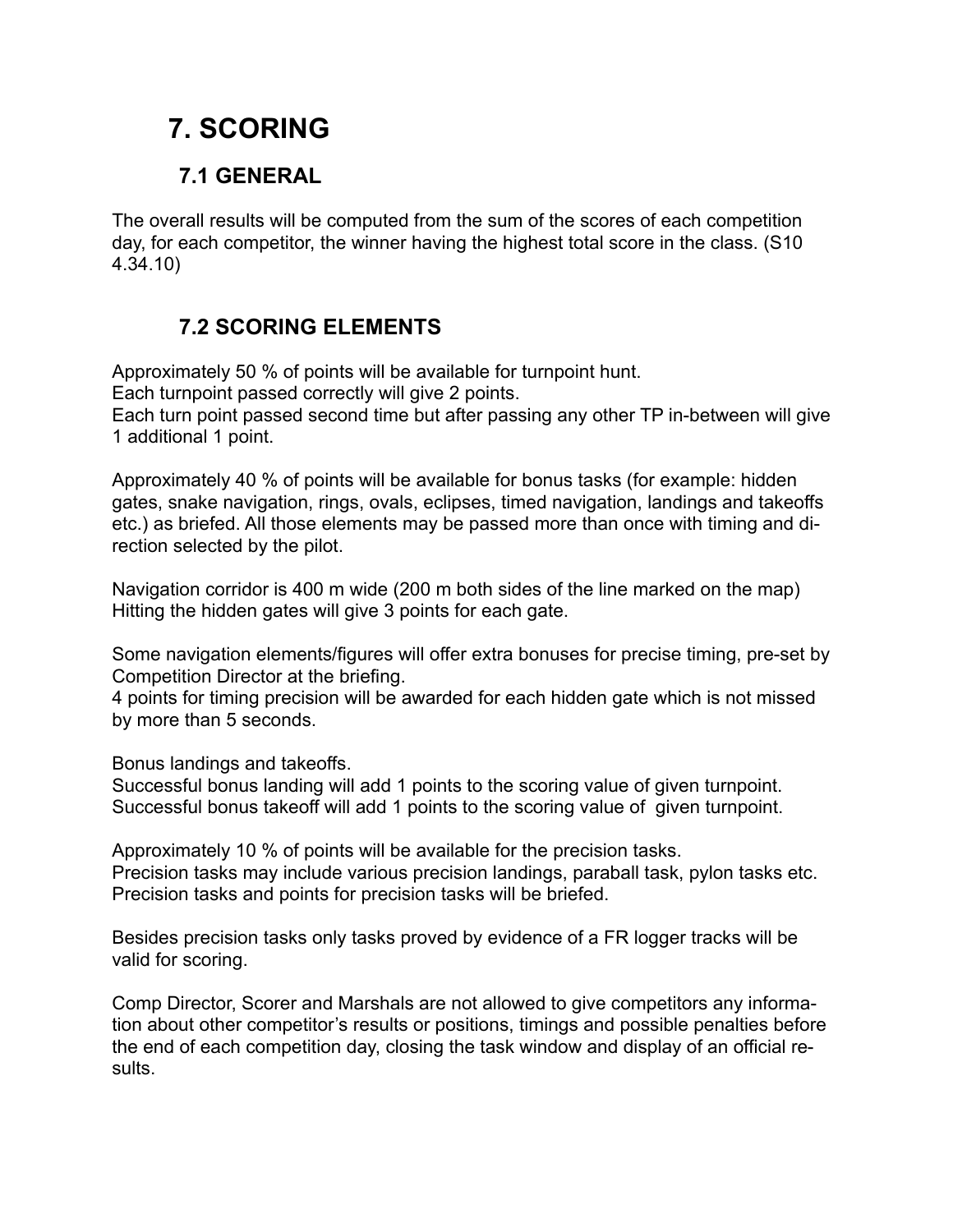# 7. SCORING

## 7.1 GENERAL

The overall results will be computed from the sum of the scores of each competition day, for each competitor, the winner having the highest total score in the class. (S10 4.34.10)

## 7.2 SCORING ELEMENTS

Approximately 50 % of points will be available for turnpoint hunt.
Each turnpoint passed correctly will give 2 points.
Each turn point passed second time but after passing any other TP in-between will give 1 additional 1 point.

Approximately 40 % of points will be available for bonus tasks (for example: hidden gates, snake navigation, rings, ovals, eclipses, timed navigation, landings and takeoffs etc.) as briefed. All those elements may be passed more than once with timing and direction selected by the pilot.

Navigation corridor is 400 m wide (200 m both sides of the line marked on the map)
Hitting the hidden gates will give 3 points for each gate.

Some navigation elements/figures will offer extra bonuses for precise timing, pre-set by Competition Director at the briefing.
4 points for timing precision will be awarded for each hidden gate which is not missed by more than 5 seconds.

Bonus landings and takeoffs.
Successful bonus landing will add 1 points to the scoring value of given turnpoint.
Successful bonus takeoff will add 1 points to the scoring value of given turnpoint.

Approximately 10 % of points will be available for the precision tasks.
Precision tasks may include various precision landings, paraball task, pylon tasks etc.
Precision tasks and points for precision tasks will be briefed.

Besides precision tasks only tasks proved by evidence of a FR logger tracks will be valid for scoring.

Comp Director, Scorer and Marshals are not allowed to give competitors any information about other competitor's results or positions, timings and possible penalties before the end of each competition day, closing the task window and display of an official results.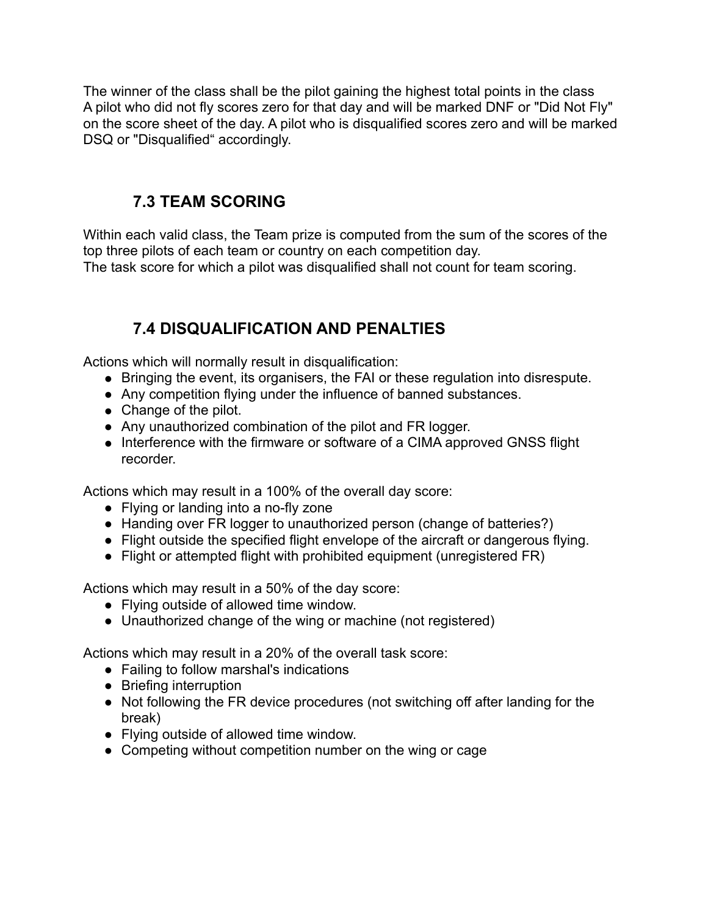The winner of the class shall be the pilot gaining the highest total points in the class
A pilot who did not fly scores zero for that day and will be marked DNF or "Did Not Fly" on the score sheet of the day. A pilot who is disqualified scores zero and will be marked DSQ or "Disqualified" accordingly.

## 7.3 TEAM SCORING

Within each valid class, the Team prize is computed from the sum of the scores of the top three pilots of each team or country on each competition day.
The task score for which a pilot was disqualified shall not count for team scoring.

## 7.4 DISQUALIFICATION AND PENALTIES

Actions which will normally result in disqualification:

- Bringing the event, its organisers, the FAI or these regulation into disrespute.
- Any competition flying under the influence of banned substances.
- Change of the pilot.
- Any unauthorized combination of the pilot and FR logger.
- Interference with the firmware or software of a CIMA approved GNSS flight recorder.

Actions which may result in a 100% of the overall day score:

- Flying or landing into a no-fly zone
- Handing over FR logger to unauthorized person (change of batteries?)
- Flight outside the specified flight envelope of the aircraft or dangerous flying.
- Flight or attempted flight with prohibited equipment (unregistered FR)

Actions which may result in a 50% of the day score:

- Flying outside of allowed time window.
- Unauthorized change of the wing or machine (not registered)

Actions which may result in a 20% of the overall task score:

- Failing to follow marshal's indications
- Briefing interruption
- Not following the FR device procedures (not switching off after landing for the break)
- Flying outside of allowed time window.
- Competing without competition number on the wing or cage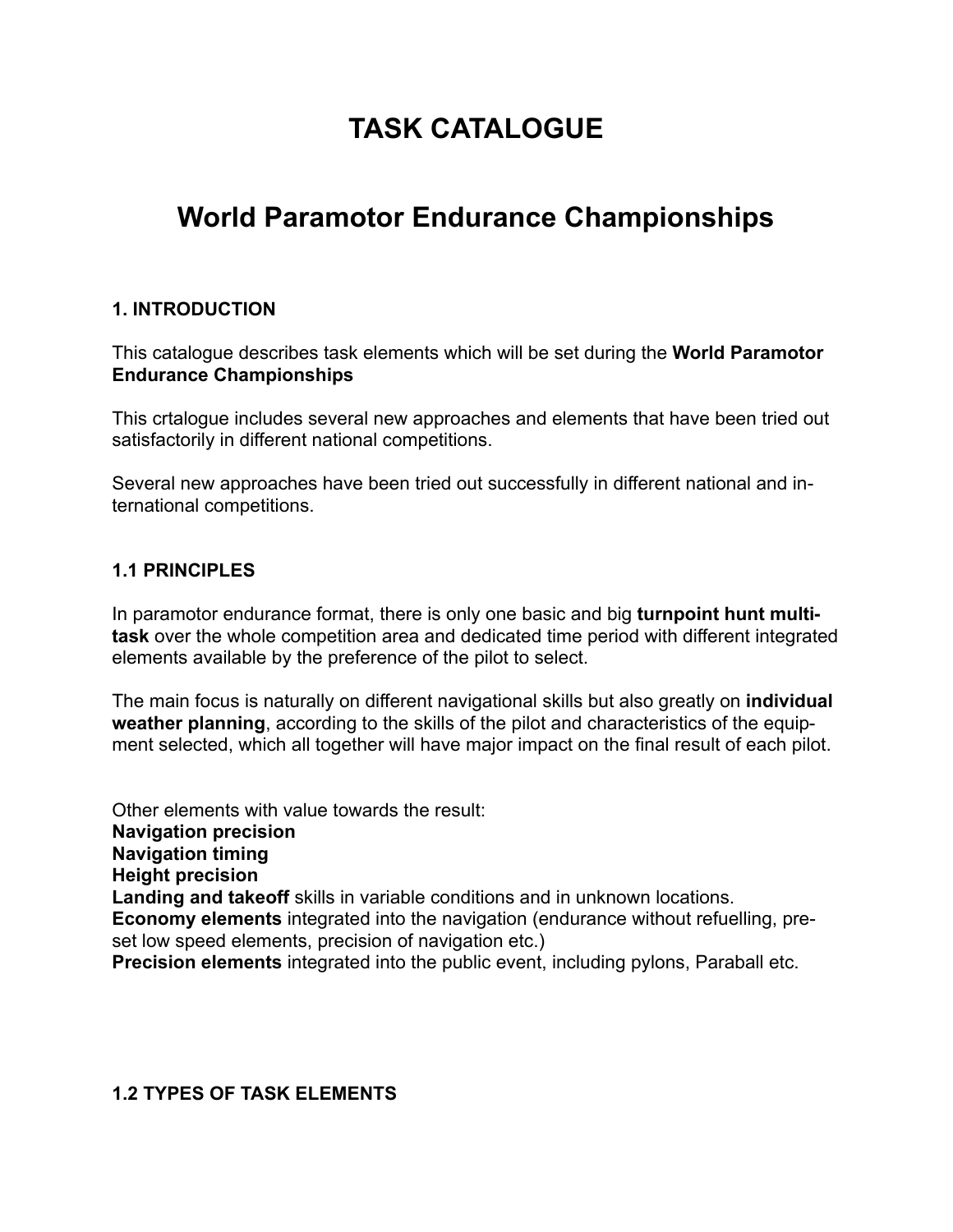# TASK CATALOGUE

# World Paramotor Endurance Championships

### 1. INTRODUCTION

This catalogue describes task elements which will be set during the **World Paramotor Endurance Championships**

This crtalogue includes several new approaches and elements that have been tried out satisfactorily in different national competitions.

Several new approaches have been tried out successfully in different national and international competitions.

### 1.1 PRINCIPLES

In paramotor endurance format, there is only one basic and big **turnpoint hunt multi-task** over the whole competition area and dedicated time period with different integrated elements available by the preference of the pilot to select.

The main focus is naturally on different navigational skills but also greatly on **individual weather planning**, according to the skills of the pilot and characteristics of the equipment selected, which all together will have major impact on the final result of each pilot.

Other elements with value towards the result:
**Navigation precision**
**Navigation timing**
**Height precision**
**Landing and takeoff** skills in variable conditions and in unknown locations.
**Economy elements** integrated into the navigation (endurance without refuelling, pre-set low speed elements, precision of navigation etc.)
**Precision elements** integrated into the public event, including pylons, Paraball etc.

### 1.2 TYPES OF TASK ELEMENTS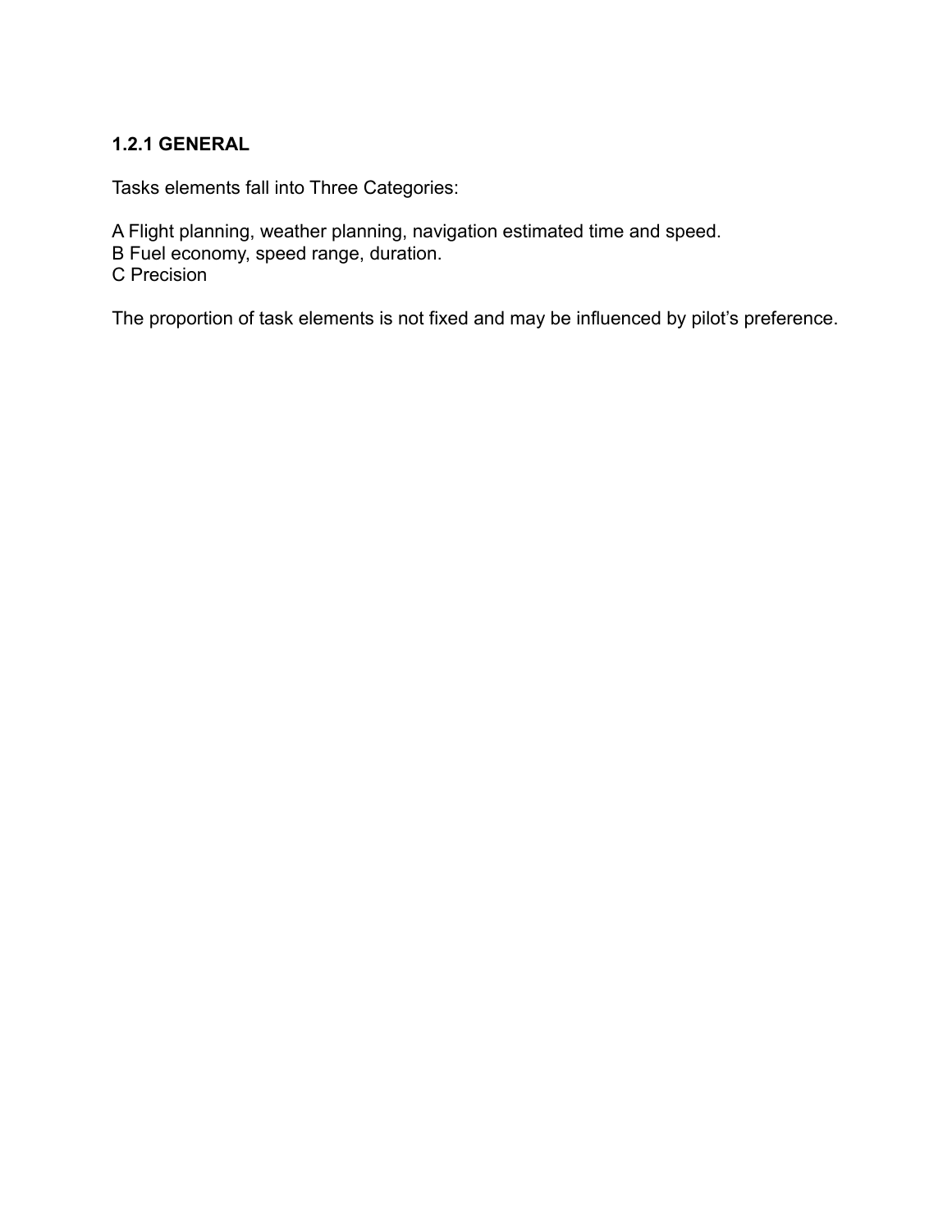### 1.2.1 GENERAL

Tasks elements fall into Three Categories:

A Flight planning, weather planning, navigation estimated time and speed.
B Fuel economy, speed range, duration.
C Precision

The proportion of task elements is not fixed and may be influenced by pilot's preference.